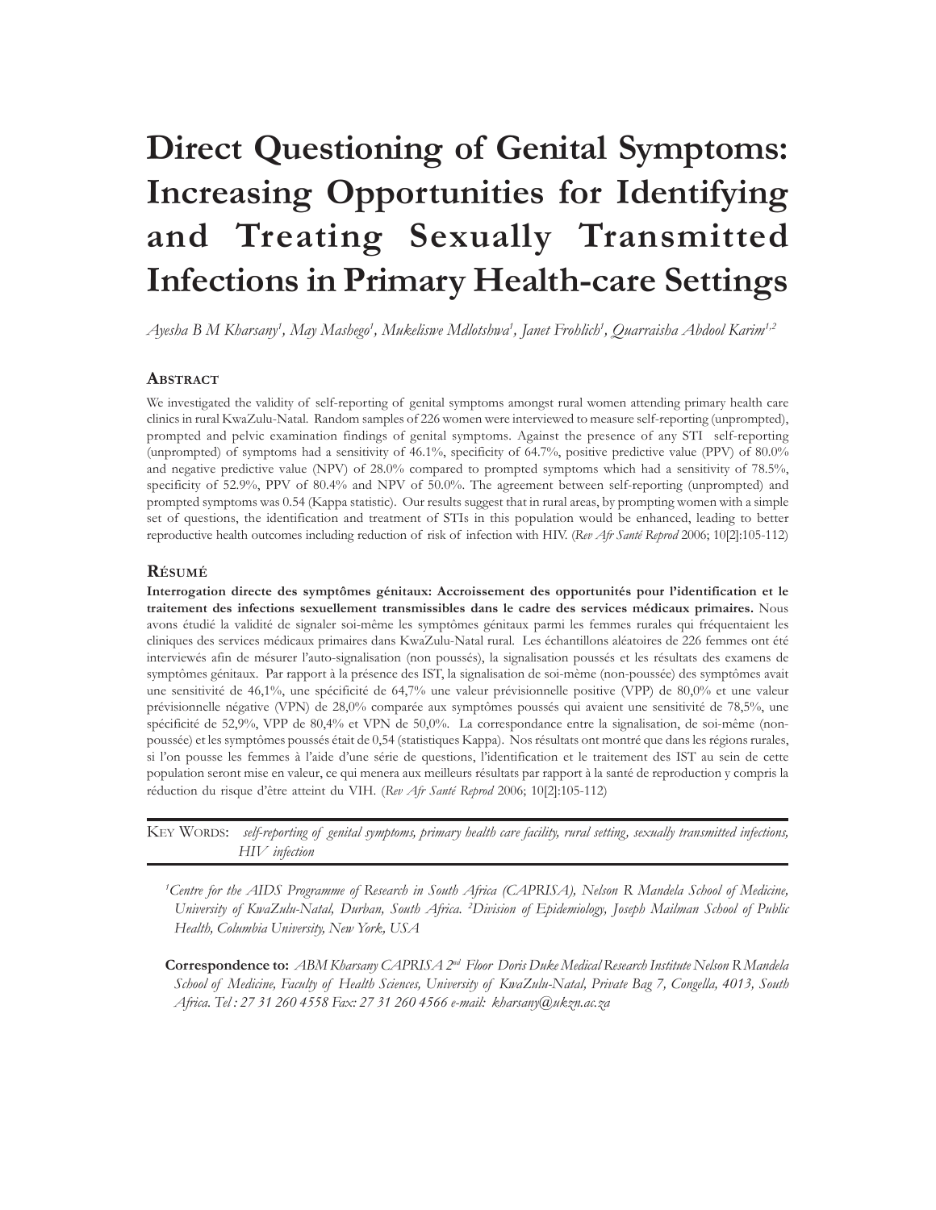# Direct Questioning of Genital Symptoms: Increasing Opportunities for Identifying and Treating Sexually Transmitted Infections in Primary Health-care Settings

*Ayesha B M Kharsany[1], May Mashego[1], Mukeliswe Mdlotshwa[1], Janet Frohlich[1], Quarraisha Abdool Karim[1,2]*

## Abstract

We investigated the validity of self-reporting of genital symptoms amongst rural women attending primary health care clinics in rural KwaZulu-Natal. Random samples of 226 women were interviewed to measure self-reporting (unprompted), prompted and pelvic examination findings of genital symptoms. Against the presence of any STI self-reporting (unprompted) of symptoms had a sensitivity of 46.1%, specificity of 64.7%, positive predictive value (PPV) of 80.0% and negative predictive value (NPV) of 28.0% compared to prompted symptoms which had a sensitivity of 78.5%, specificity of 52.9%, PPV of 80.4% and NPV of 50.0%. The agreement between self-reporting (unprompted) and prompted symptoms was 0.54 (Kappa statistic). Our results suggest that in rural areas, by prompting women with a simple set of questions, the identification and treatment of STIs in this population would be enhanced, leading to better reproductive health outcomes including reduction of risk of infection with HIV. (*Rev Afr Santé Reprod* 2006; 10[2]:105-112)

## Résumé

**Interrogation directe des symptômes génitaux: Accroissement des opportunités pour l'identification et le traitement des infections sexuellement transmissibles dans le cadre des services médicaux primaires.** Nous avons étudié la validité de signaler soi-même les symptômes génitaux parmi les femmes rurales qui fréquentaient les cliniques des services médicaux primaires dans KwaZulu-Natal rural. Les échantillons aléatoires de 226 femmes ont été interviewés afin de mésurer l'auto-signalisation (non poussés), la signalisation poussés et les résultats des examens de symptômes génitaux. Par rapport à la présence des IST, la signalisation de soi-même (non-poussée) des symptômes avait une sensitivité de 46,1%, une spécificité de 64,7% une valeur prévisionnelle positive (VPP) de 80,0% et une valeur prévisionnelle négative (VPN) de 28,0% comparée aux symptômes poussés qui avaient une sensitivité de 78,5%, une spécificité de 52,9%, VPP de 80,4% et VPN de 50,0%. La correspondance entre la signalisation, de soi-même (non-poussée) et les symptômes poussés était de 0,54 (statistiques Kappa). Nos résultats ont montré que dans les régions rurales, si l'on pousse les femmes à l'aide d'une série de questions, l'identification et le traitement des IST au sein de cette population seront mise en valeur, ce qui menera aux meilleurs résultats par rapport à la santé de reproduction y compris la réduction du risque d'être atteint du VIH. (*Rev Afr Santé Reprod* 2006; 10[2]:105-112)

Key Words: *self-reporting of genital symptoms, primary health care facility, rural setting, sexually transmitted infections, HIV infection*

*[1]Centre for the AIDS Programme of Research in South Africa (CAPRISA), Nelson R Mandela School of Medicine, University of KwaZulu-Natal, Durban, South Africa. [2]Division of Epidemiology, Joseph Mailman School of Public Health, Columbia University, New York, USA*

**Correspondence to:** *ABM Kharsany CAPRISA 2nd Floor Doris Duke Medical Research Institute Nelson R Mandela School of Medicine, Faculty of Health Sciences, University of KwaZulu-Natal, Private Bag 7, Congella, 4013, South Africa. Tel : 27 31 260 4558 Fax: 27 31 260 4566 e-mail: kharsany@ukzn.ac.za*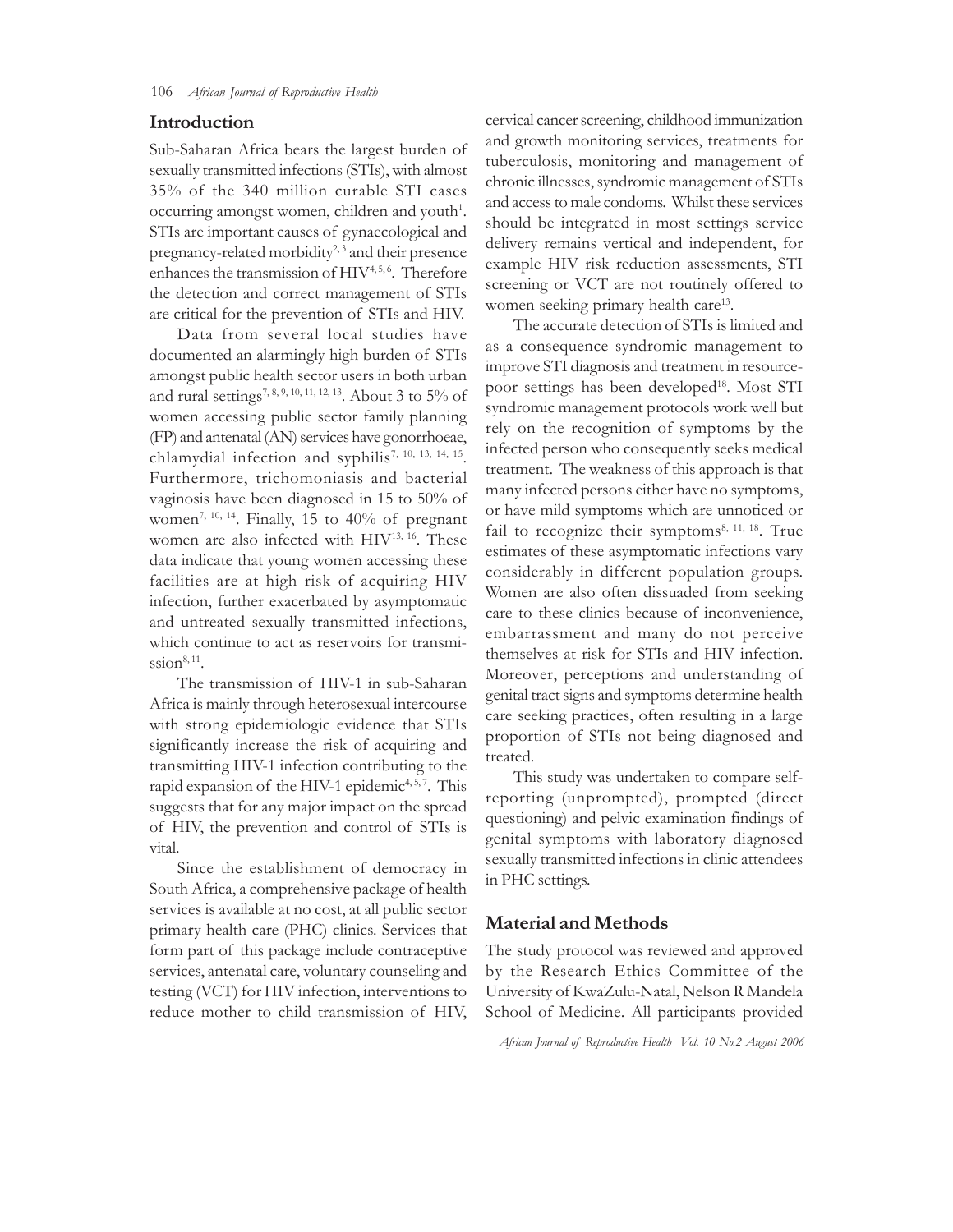## Introduction

Sub-Saharan Africa bears the largest burden of sexually transmitted infections (STIs), with almost 35% of the 340 million curable STI cases occurring amongst women, children and youth[1]. STIs are important causes of gynaecological and pregnancy-related morbidity[2, 3] and their presence enhances the transmission of HIV[4, 5, 6]. Therefore the detection and correct management of STIs are critical for the prevention of STIs and HIV.

Data from several local studies have documented an alarmingly high burden of STIs amongst public health sector users in both urban and rural settings[7, 8, 9, 10, 11, 12, 13]. About 3 to 5% of women accessing public sector family planning (FP) and antenatal (AN) services have gonorrhoeae, chlamydial infection and syphilis[7, 10, 13, 14, 15]. Furthermore, trichomoniasis and bacterial vaginosis have been diagnosed in 15 to 50% of women[7, 10, 14]. Finally, 15 to 40% of pregnant women are also infected with HIV[13, 16]. These data indicate that young women accessing these facilities are at high risk of acquiring HIV infection, further exacerbated by asymptomatic and untreated sexually transmitted infections, which continue to act as reservoirs for transmission[8, 11].

The transmission of HIV-1 in sub-Saharan Africa is mainly through heterosexual intercourse with strong epidemiologic evidence that STIs significantly increase the risk of acquiring and transmitting HIV-1 infection contributing to the rapid expansion of the HIV-1 epidemic[4, 5, 7]. This suggests that for any major impact on the spread of HIV, the prevention and control of STIs is vital.

Since the establishment of democracy in South Africa, a comprehensive package of health services is available at no cost, at all public sector primary health care (PHC) clinics. Services that form part of this package include contraceptive services, antenatal care, voluntary counseling and testing (VCT) for HIV infection, interventions to reduce mother to child transmission of HIV, cervical cancer screening, childhood immunization and growth monitoring services, treatments for tuberculosis, monitoring and management of chronic illnesses, syndromic management of STIs and access to male condoms. Whilst these services should be integrated in most settings service delivery remains vertical and independent, for example HIV risk reduction assessments, STI screening or VCT are not routinely offered to women seeking primary health care[13].

The accurate detection of STIs is limited and as a consequence syndromic management to improve STI diagnosis and treatment in resource-poor settings has been developed[18]. Most STI syndromic management protocols work well but rely on the recognition of symptoms by the infected person who consequently seeks medical treatment. The weakness of this approach is that many infected persons either have no symptoms, or have mild symptoms which are unnoticed or fail to recognize their symptoms[8, 11, 18]. True estimates of these asymptomatic infections vary considerably in different population groups. Women are also often dissuaded from seeking care to these clinics because of inconvenience, embarrassment and many do not perceive themselves at risk for STIs and HIV infection. Moreover, perceptions and understanding of genital tract signs and symptoms determine health care seeking practices, often resulting in a large proportion of STIs not being diagnosed and treated.

This study was undertaken to compare self-reporting (unprompted), prompted (direct questioning) and pelvic examination findings of genital symptoms with laboratory diagnosed sexually transmitted infections in clinic attendees in PHC settings.

## Material and Methods

The study protocol was reviewed and approved by the Research Ethics Committee of the University of KwaZulu-Natal, Nelson R Mandela School of Medicine. All participants provided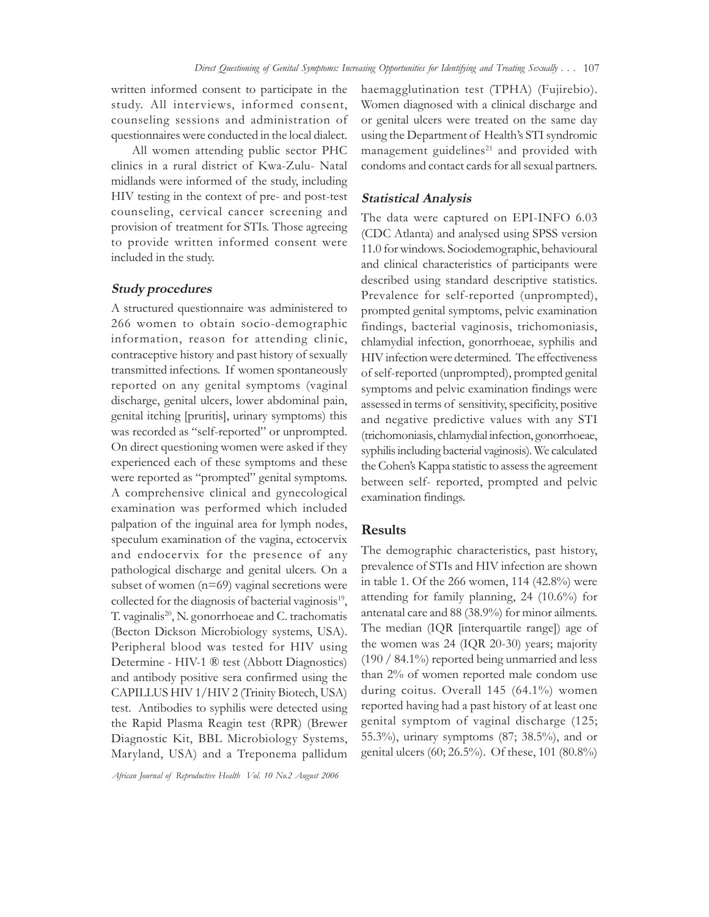written informed consent to participate in the study. All interviews, informed consent, counseling sessions and administration of questionnaires were conducted in the local dialect.

All women attending public sector PHC clinics in a rural district of Kwa-Zulu- Natal midlands were informed of the study, including HIV testing in the context of pre- and post-test counseling, cervical cancer screening and provision of treatment for STIs. Those agreeing to provide written informed consent were included in the study.

### *Study procedures*

A structured questionnaire was administered to 266 women to obtain socio-demographic information, reason for attending clinic, contraceptive history and past history of sexually transmitted infections. If women spontaneously reported on any genital symptoms (vaginal discharge, genital ulcers, lower abdominal pain, genital itching [pruritis], urinary symptoms) this was recorded as "self-reported" or unprompted. On direct questioning women were asked if they experienced each of these symptoms and these were reported as "prompted" genital symptoms. A comprehensive clinical and gynecological examination was performed which included palpation of the inguinal area for lymph nodes, speculum examination of the vagina, ectocervix and endocervix for the presence of any pathological discharge and genital ulcers. On a subset of women (n=69) vaginal secretions were collected for the diagnosis of bacterial vaginosis[19], T. vaginalis[20], N. gonorrhoeae and C. trachomatis (Becton Dickson Microbiology systems, USA). Peripheral blood was tested for HIV using Determine - HIV-1 ® test (Abbott Diagnostics) and antibody positive sera confirmed using the CAPILLUS HIV 1/HIV 2 (Trinity Biotech, USA) test. Antibodies to syphilis were detected using the Rapid Plasma Reagin test (RPR) (Brewer Diagnostic Kit, BBL Microbiology Systems, Maryland, USA) and a Treponema pallidum haemagglutination test (TPHA) (Fujirebio). Women diagnosed with a clinical discharge and or genital ulcers were treated on the same day using the Department of Health's STI syndromic management guidelines[21] and provided with condoms and contact cards for all sexual partners.

### *Statistical Analysis*

The data were captured on EPI-INFO 6.03 (CDC Atlanta) and analysed using SPSS version 11.0 for windows. Sociodemographic, behavioural and clinical characteristics of participants were described using standard descriptive statistics. Prevalence for self-reported (unprompted), prompted genital symptoms, pelvic examination findings, bacterial vaginosis, trichomoniasis, chlamydial infection, gonorrhoeae, syphilis and HIV infection were determined. The effectiveness of self-reported (unprompted), prompted genital symptoms and pelvic examination findings were assessed in terms of sensitivity, specificity, positive and negative predictive values with any STI (trichomoniasis, chlamydial infection, gonorrhoeae, syphilis including bacterial vaginosis). We calculated the Cohen's Kappa statistic to assess the agreement between self- reported, prompted and pelvic examination findings.

## Results

The demographic characteristics, past history, prevalence of STIs and HIV infection are shown in table 1. Of the 266 women, 114 (42.8%) were attending for family planning, 24 (10.6%) for antenatal care and 88 (38.9%) for minor ailments. The median (IQR [interquartile range]) age of the women was 24 (IQR 20-30) years; majority (190 / 84.1%) reported being unmarried and less than 2% of women reported male condom use during coitus. Overall 145 (64.1%) women reported having had a past history of at least one genital symptom of vaginal discharge (125; 55.3%), urinary symptoms (87; 38.5%), and or genital ulcers (60; 26.5%). Of these, 101 (80.8%)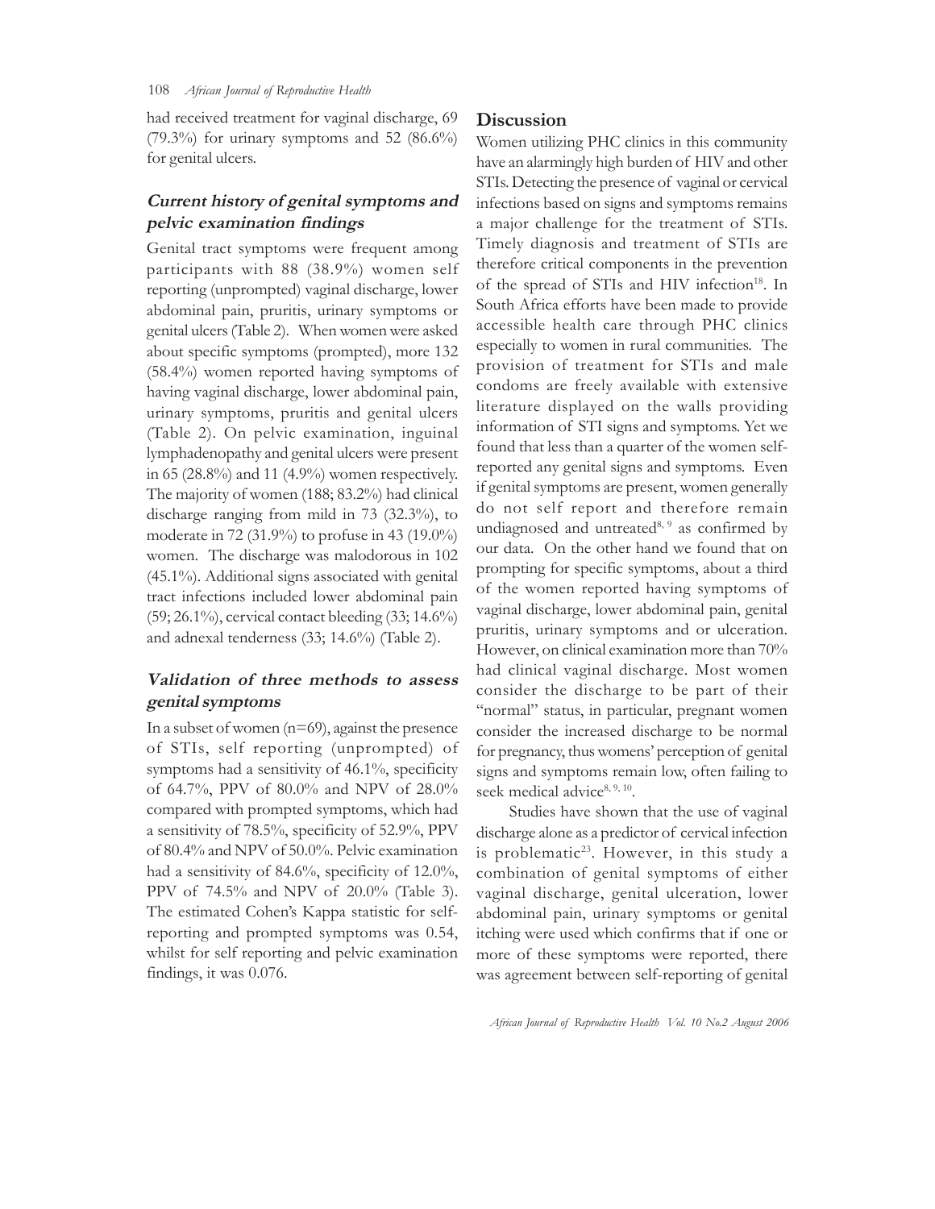had received treatment for vaginal discharge, 69 (79.3%) for urinary symptoms and 52 (86.6%) for genital ulcers.

### *Current history of genital symptoms and pelvic examination findings*

Genital tract symptoms were frequent among participants with 88 (38.9%) women self reporting (unprompted) vaginal discharge, lower abdominal pain, pruritis, urinary symptoms or genital ulcers (Table 2). When women were asked about specific symptoms (prompted), more 132 (58.4%) women reported having symptoms of having vaginal discharge, lower abdominal pain, urinary symptoms, pruritis and genital ulcers (Table 2). On pelvic examination, inguinal lymphadenopathy and genital ulcers were present in 65 (28.8%) and 11 (4.9%) women respectively. The majority of women (188; 83.2%) had clinical discharge ranging from mild in 73 (32.3%), to moderate in 72 (31.9%) to profuse in 43 (19.0%) women. The discharge was malodorous in 102 (45.1%). Additional signs associated with genital tract infections included lower abdominal pain (59; 26.1%), cervical contact bleeding (33; 14.6%) and adnexal tenderness (33; 14.6%) (Table 2).

### *Validation of three methods to assess genital symptoms*

In a subset of women (n=69), against the presence of STIs, self reporting (unprompted) of symptoms had a sensitivity of 46.1%, specificity of 64.7%, PPV of 80.0% and NPV of 28.0% compared with prompted symptoms, which had a sensitivity of 78.5%, specificity of 52.9%, PPV of 80.4% and NPV of 50.0%. Pelvic examination had a sensitivity of 84.6%, specificity of 12.0%, PPV of 74.5% and NPV of 20.0% (Table 3). The estimated Cohen's Kappa statistic for self-reporting and prompted symptoms was 0.54, whilst for self reporting and pelvic examination findings, it was 0.076.

## Discussion

Women utilizing PHC clinics in this community have an alarmingly high burden of HIV and other STIs. Detecting the presence of vaginal or cervical infections based on signs and symptoms remains a major challenge for the treatment of STIs. Timely diagnosis and treatment of STIs are therefore critical components in the prevention of the spread of STIs and HIV infection[18]. In South Africa efforts have been made to provide accessible health care through PHC clinics especially to women in rural communities. The provision of treatment for STIs and male condoms are freely available with extensive literature displayed on the walls providing information of STI signs and symptoms. Yet we found that less than a quarter of the women self-reported any genital signs and symptoms. Even if genital symptoms are present, women generally do not self report and therefore remain undiagnosed and untreated[8, 9] as confirmed by our data. On the other hand we found that on prompting for specific symptoms, about a third of the women reported having symptoms of vaginal discharge, lower abdominal pain, genital pruritis, urinary symptoms and or ulceration. However, on clinical examination more than 70% had clinical vaginal discharge. Most women consider the discharge to be part of their "normal" status, in particular, pregnant women consider the increased discharge to be normal for pregnancy, thus womens' perception of genital signs and symptoms remain low, often failing to seek medical advice[8, 9, 10].

Studies have shown that the use of vaginal discharge alone as a predictor of cervical infection is problematic[23]. However, in this study a combination of genital symptoms of either vaginal discharge, genital ulceration, lower abdominal pain, urinary symptoms or genital itching were used which confirms that if one or more of these symptoms were reported, there was agreement between self-reporting of genital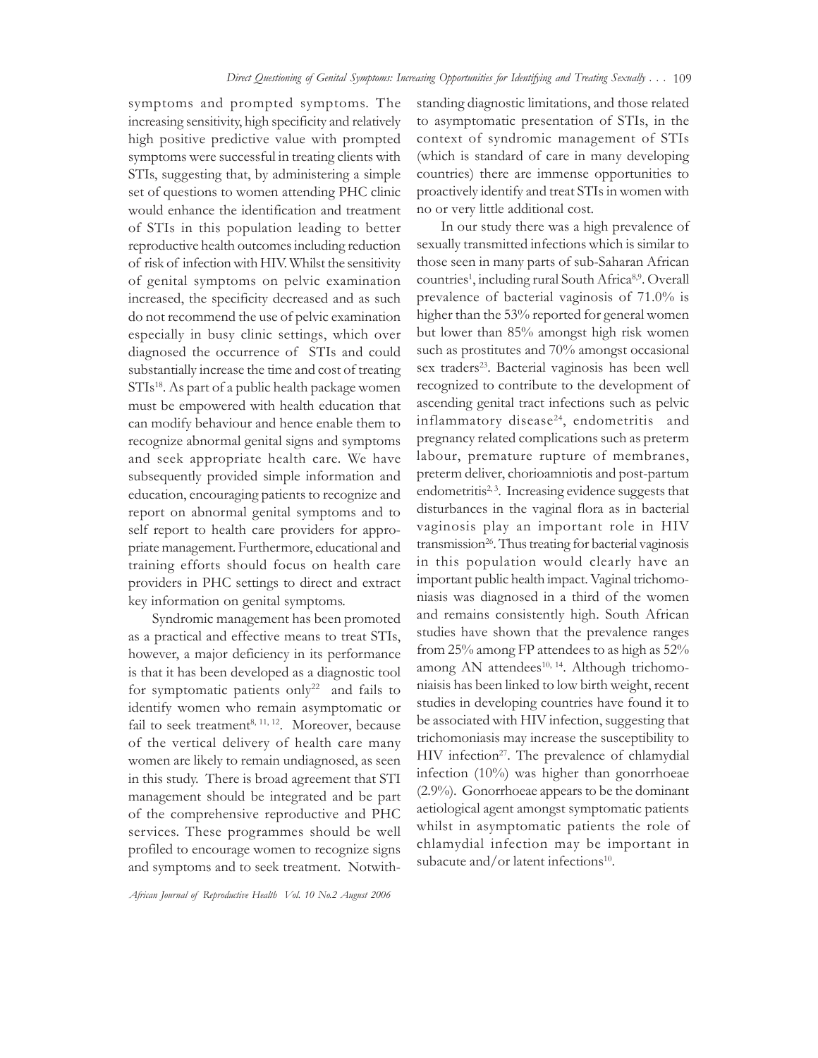symptoms and prompted symptoms. The increasing sensitivity, high specificity and relatively high positive predictive value with prompted symptoms were successful in treating clients with STIs, suggesting that, by administering a simple set of questions to women attending PHC clinic would enhance the identification and treatment of STIs in this population leading to better reproductive health outcomes including reduction of risk of infection with HIV. Whilst the sensitivity of genital symptoms on pelvic examination increased, the specificity decreased and as such do not recommend the use of pelvic examination especially in busy clinic settings, which over diagnosed the occurrence of STIs and could substantially increase the time and cost of treating STIs[18]. As part of a public health package women must be empowered with health education that can modify behaviour and hence enable them to recognize abnormal genital signs and symptoms and seek appropriate health care. We have subsequently provided simple information and education, encouraging patients to recognize and report on abnormal genital symptoms and to self report to health care providers for appropriate management. Furthermore, educational and training efforts should focus on health care providers in PHC settings to direct and extract key information on genital symptoms.

Syndromic management has been promoted as a practical and effective means to treat STIs, however, a major deficiency in its performance is that it has been developed as a diagnostic tool for symptomatic patients only[22] and fails to identify women who remain asymptomatic or fail to seek treatment[8, 11, 12]. Moreover, because of the vertical delivery of health care many women are likely to remain undiagnosed, as seen in this study. There is broad agreement that STI management should be integrated and be part of the comprehensive reproductive and PHC services. These programmes should be well profiled to encourage women to recognize signs and symptoms and to seek treatment. Notwithstanding diagnostic limitations, and those related to asymptomatic presentation of STIs, in the context of syndromic management of STIs (which is standard of care in many developing countries) there are immense opportunities to proactively identify and treat STIs in women with no or very little additional cost.

In our study there was a high prevalence of sexually transmitted infections which is similar to those seen in many parts of sub-Saharan African countries[1], including rural South Africa[8,9]. Overall prevalence of bacterial vaginosis of 71.0% is higher than the 53% reported for general women but lower than 85% amongst high risk women such as prostitutes and 70% amongst occasional sex traders[23]. Bacterial vaginosis has been well recognized to contribute to the development of ascending genital tract infections such as pelvic inflammatory disease[24], endometritis and pregnancy related complications such as preterm labour, premature rupture of membranes, preterm deliver, chorioamniotis and post-partum endometritis[2, 3]. Increasing evidence suggests that disturbances in the vaginal flora as in bacterial vaginosis play an important role in HIV transmission[26]. Thus treating for bacterial vaginosis in this population would clearly have an important public health impact. Vaginal trichomoniasis was diagnosed in a third of the women and remains consistently high. South African studies have shown that the prevalence ranges from 25% among FP attendees to as high as 52% among AN attendees[10, 14]. Although trichomoniaisis has been linked to low birth weight, recent studies in developing countries have found it to be associated with HIV infection, suggesting that trichomoniasis may increase the susceptibility to HIV infection[27]. The prevalence of chlamydial infection (10%) was higher than gonorrhoeae (2.9%). Gonorrhoeae appears to be the dominant aetiological agent amongst symptomatic patients whilst in asymptomatic patients the role of chlamydial infection may be important in subacute and/or latent infections[10].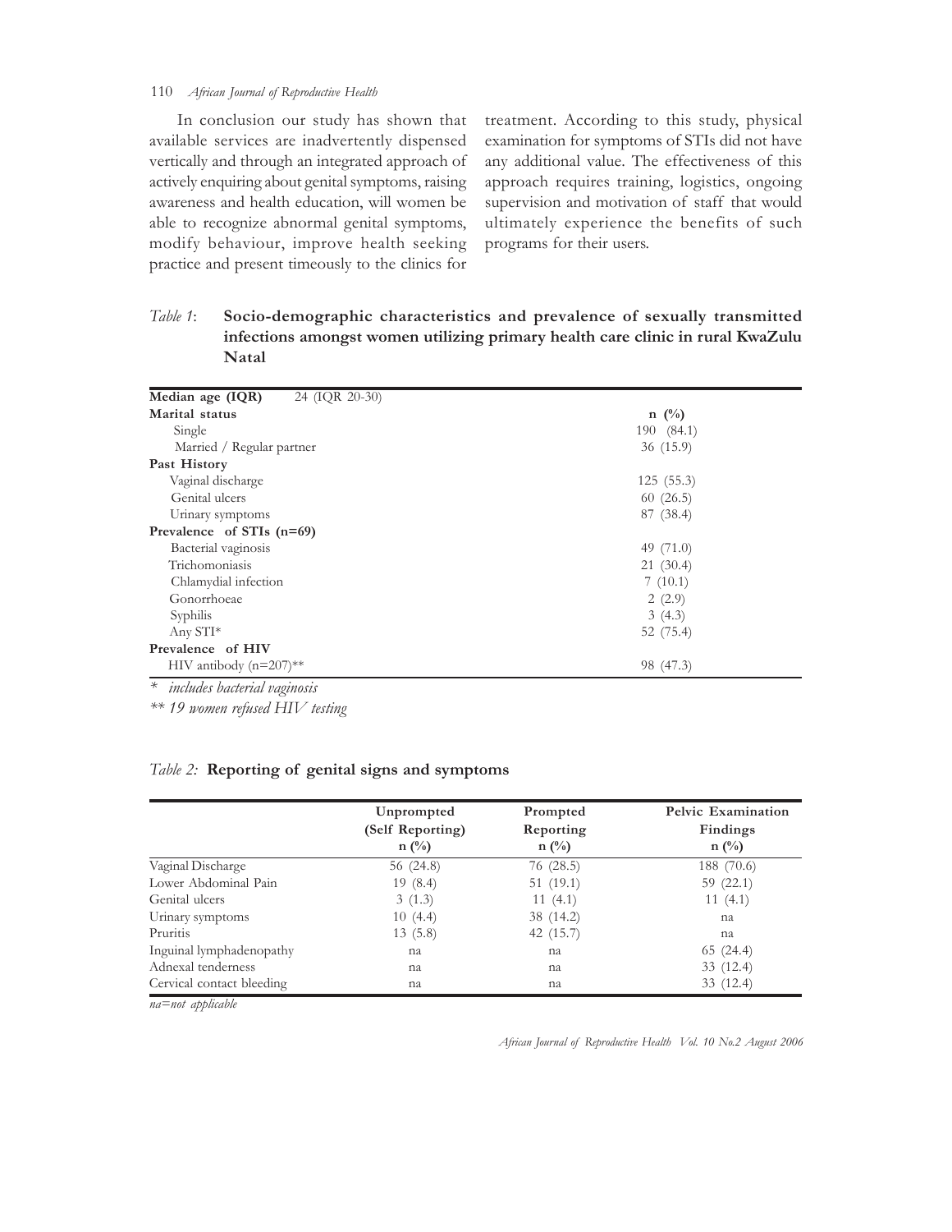In conclusion our study has shown that available services are inadvertently dispensed vertically and through an integrated approach of actively enquiring about genital symptoms, raising awareness and health education, will women be able to recognize abnormal genital symptoms, modify behaviour, improve health seeking practice and present timeously to the clinics for treatment. According to this study, physical examination for symptoms of STIs did not have any additional value. The effectiveness of this approach requires training, logistics, ongoing supervision and motivation of staff that would ultimately experience the benefits of such programs for their users.

*Table 1*: **Socio-demographic characteristics and prevalence of sexually transmitted infections amongst women utilizing primary health care clinic in rural KwaZulu Natal**

| **Median age (IQR)** 24 (IQR 20-30) | |
|---|---|
| **Marital status** | **n (%)** |
| Single | 190 (84.1) |
| Married / Regular partner | 36 (15.9) |
| **Past History** | |
| Vaginal discharge | 125 (55.3) |
| Genital ulcers | 60 (26.5) |
| Urinary symptoms | 87 (38.4) |
| **Prevalence of STIs (n=69)** | |
| Bacterial vaginosis | 49 (71.0) |
| Trichomoniasis | 21 (30.4) |
| Chlamydial infection | 7 (10.1) |
| Gonorrhoeae | 2 (2.9) |
| Syphilis | 3 (4.3) |
| Any STI* | 52 (75.4) |
| **Prevalence of HIV** | |
| HIV antibody (n=207)** | 98 (47.3) |

*\* includes bacterial vaginosis*

*\*\* 19 women refused HIV testing*

*Table 2:* **Reporting of genital signs and symptoms**

| | **Unprompted (Self Reporting) n (%)** | **Prompted Reporting n (%)** | **Pelvic Examination Findings n (%)** |
|---|---|---|---|
| Vaginal Discharge | 56 (24.8) | 76 (28.5) | 188 (70.6) |
| Lower Abdominal Pain | 19 (8.4) | 51 (19.1) | 59 (22.1) |
| Genital ulcers | 3 (1.3) | 11 (4.1) | 11 (4.1) |
| Urinary symptoms | 10 (4.4) | 38 (14.2) | na |
| Pruritis | 13 (5.8) | 42 (15.7) | na |
| Inguinal lymphadenopathy | na | na | 65 (24.4) |
| Adnexal tenderness | na | na | 33 (12.4) |
| Cervical contact bleeding | na | na | 33 (12.4) |

*na=not applicable*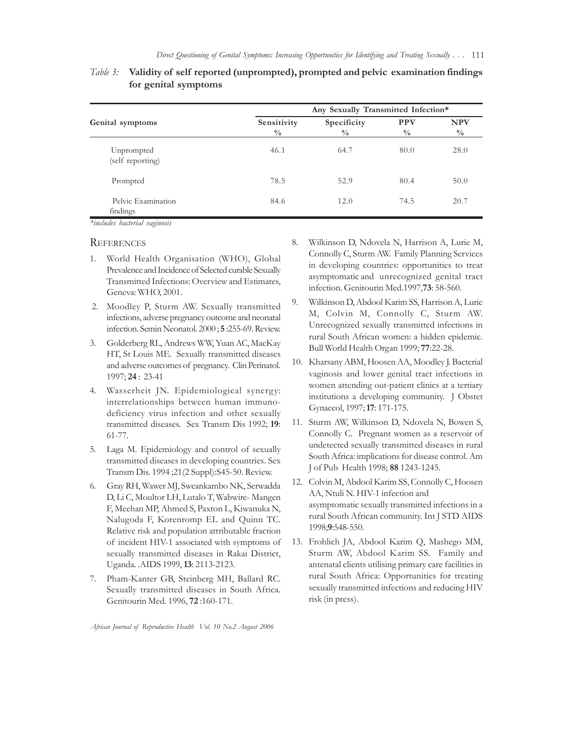*Table 3:* **Validity of self reported (unprompted), prompted and pelvic examination findings for genital symptoms**

| Genital symptoms | Any Sexually Transmitted Infection* | | | |
|---|---|---|---|---|
| | Sensitivity % | Specificity % | PPV % | NPV % |
| Unprompted (self reporting) | 46.1 | 64.7 | 80.0 | 28.0 |
| Prompted | 78.5 | 52.9 | 80.4 | 50.0 |
| Pelvic Examination findings | 84.6 | 12.0 | 74.5 | 20.7 |

*\*includes bacterial vaginosis*

## References

1. World Health Organisation (WHO), Global Prevalence and Incidence of Selected curable Sexually Transmitted Infections: Overview and Estimates, Geneva: WHO, 2001.
2. Moodley P, Sturm AW. Sexually transmitted infections, adverse pregnancy outcome and neonatal infection. Semin Neonatol. 2000 ; **5** :255-69. Review.
3. Golderberg RL, Andrews WW, Yuan AC, MacKay HT, St Louis ME. Sexually transmitted diseases and adverse outcomes of pregnancy. Clin Perinatol. 1997; **24** : 23-41
4. Wasserheit JN. Epidemiological synergy: interrelationships between human immunodeficiency virus infection and other sexually transmitted diseases. Sex Transm Dis 1992; **19**: 61-77.
5. Laga M. Epidemiology and control of sexually transmitted diseases in developing countries. Sex Transm Dis. 1994 ;21(2 Suppl):S45-50. Review.
6. Gray RH, Wawer MJ, Sweankambo NK, Serwadda D, Li C, Moultor LH, Lutalo T, Wabwire- Mangen F, Meehan MP, Ahmed S, Paxton L, Kiwanuka N, Nalugoda F, Korenromp EL and Quinn TC. Relative risk and population attributable fraction of incident HIV-1 associated with symptoms of sexually transmitted diseases in Rakai District, Uganda. .AIDS 1999, **13**: 2113-2123.
7. Pham-Kanter GB, Steinberg MH, Ballard RC. Sexually transmitted diseases in South Africa. Genitourin Med. 1996, **72** :160-171.
8. Wilkinson D, Ndovela N, Harrison A, Lurie M, Connolly C, Sturm AW. Family Planning Services in developing countries: opportunities to treat asymptomatic and unrecognized genital tract infection. Genitourin Med.1997,**73**: 58-560.
9. Wilkinson D, Abdool Karim SS, Harrison A, Lurie M, Colvin M, Connolly C, Sturm AW. Unrecognized sexually transmitted infections in rural South African women: a hidden epidemic. Bull World Health Organ 1999; **77**:22-28.
10. Kharsany ABM, Hoosen AA, Moodley J. Bacterial vaginosis and lower genital tract infections in women attending out-patient clinics at a tertiary institutions a developing community. J Obstet Gynaecol, 1997; **17**: 171-175.
11. Sturm AW, Wilkinson D, Ndovela N, Bowen S, Connolly C. Pregnant women as a reservoir of undetected sexually transmitted diseases in rural South Africa: implications for disease control. Am J of Pub Health 1998; **88** 1243-1245.
12. Colvin M, Abdool Karim SS, Connolly C, Hoosen AA, Ntuli N. HIV-1 infection and asymptomatic sexually transmitted infections in a rural South African community. Int J STD AIDS 1998;**9**:548-550.
13. Frohlich JA, Abdool Karim Q, Mashego MM, Sturm AW, Abdool Karim SS. Family and antenatal clients utilising primary care facilities in rural South Africa: Opportunities for treating sexually transmitted infections and reducing HIV risk (in press).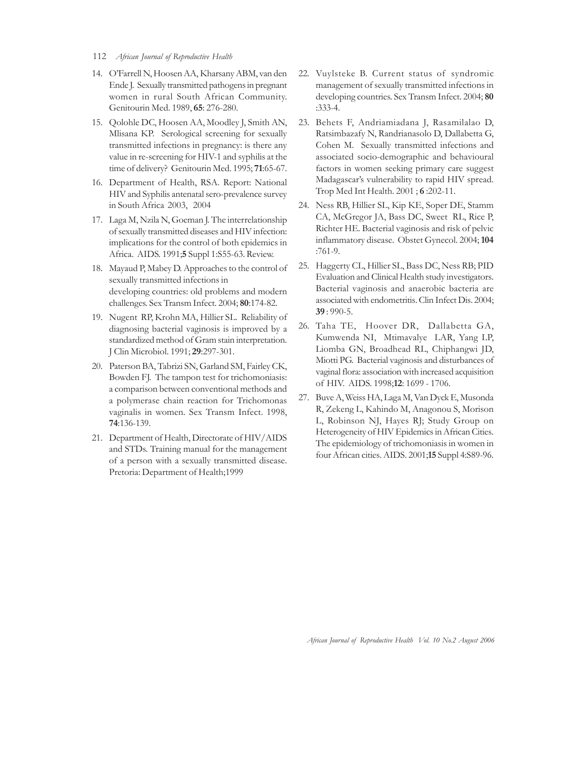14. O'Farrell N, Hoosen AA, Kharsany ABM, van den Ende J. Sexually transmitted pathogens in pregnant women in rural South African Community. Genitourin Med. 1989, **65**: 276-280.
15. Qolohle DC, Hoosen AA, Moodley J, Smith AN, Mlisana KP. Serological screening for sexually transmitted infections in pregnancy: is there any value in re-screening for HIV-1 and syphilis at the time of delivery? Genitourin Med. 1995; **71**:65-67.
16. Department of Health, RSA. Report: National HIV and Syphilis antenatal sero-prevalence survey in South Africa 2003, 2004
17. Laga M, Nzila N, Goeman J. The interrelationship of sexually transmitted diseases and HIV infection: implications for the control of both epidemics in Africa. AIDS. 1991;**5** Suppl 1:S55-63. Review.
18. Mayaud P, Mabey D. Approaches to the control of sexually transmitted infections in developing countries: old problems and modern challenges. Sex Transm Infect. 2004; **80**:174-82.
19. Nugent RP, Krohn MA, Hillier SL. Reliability of diagnosing bacterial vaginosis is improved by a standardized method of Gram stain interpretation. J Clin Microbiol. 1991; **29**:297-301.
20. Paterson BA, Tabrizi SN, Garland SM, Fairley CK, Bowden FJ. The tampon test for trichomoniasis: a comparison between conventional methods and a polymerase chain reaction for Trichomonas vaginalis in women. Sex Transm Infect. 1998, **74**:136-139.
21. Department of Health, Directorate of HIV/AIDS and STDs. Training manual for the management of a person with a sexually transmitted disease. Pretoria: Department of Health;1999
22. Vuylsteke B. Current status of syndromic management of sexually transmitted infections in developing countries. Sex Transm Infect. 2004; **80** :333-4.
23. Behets F, Andriamiadana J, Rasamilalao D, Ratsimbazafy N, Randrianasolo D, Dallabetta G, Cohen M. Sexually transmitted infections and associated socio-demographic and behavioural factors in women seeking primary care suggest Madagascar's vulnerability to rapid HIV spread. Trop Med Int Health. 2001 ; **6** :202-11.
24. Ness RB, Hillier SL, Kip KE, Soper DE, Stamm CA, McGregor JA, Bass DC, Sweet RL, Rice P, Richter HE. Bacterial vaginosis and risk of pelvic inflammatory disease. Obstet Gynecol. 2004; **104** :761-9.
25. Haggerty CL, Hillier SL, Bass DC, Ness RB; PID Evaluation and Clinical Health study investigators. Bacterial vaginosis and anaerobic bacteria are associated with endometritis. Clin Infect Dis. 2004; **39** : 990-5.
26. Taha TE, Hoover DR, Dallabetta GA, Kumwenda NI, Mtimavalye LAR, Yang LP, Liomba GN, Broadhead RL, Chiphangwi JD, Miotti PG. Bacterial vaginosis and disturbances of vaginal flora: association with increased acquisition of HIV. AIDS. 1998;**12**: 1699 - 1706.
27. Buve A, Weiss HA, Laga M, Van Dyck E, Musonda R, Zekeng L, Kahindo M, Anagonou S, Morison L, Robinson NJ, Hayes RJ; Study Group on Heterogeneity of HIV Epidemics in African Cities. The epidemiology of trichomoniasis in women in four African cities. AIDS. 2001;**15** Suppl 4:S89-96.